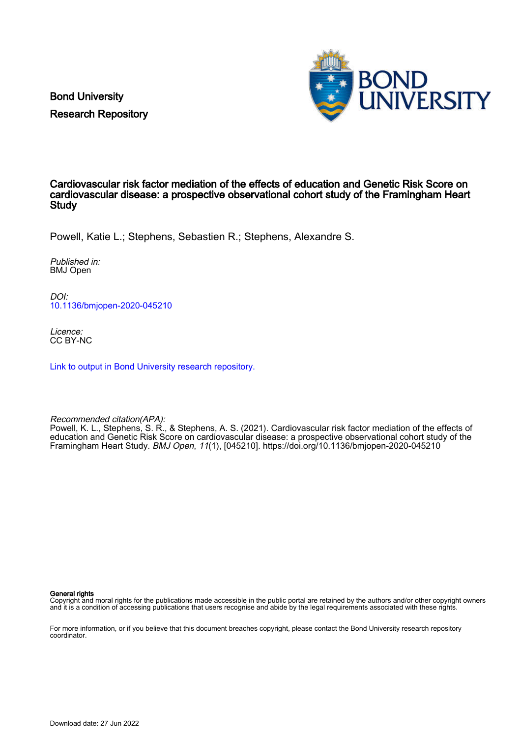Bond University
Research Repository

# Cardiovascular risk factor mediation of the effects of education and Genetic Risk Score on cardiovascular disease: a prospective observational cohort study of the Framingham Heart Study

Powell, Katie L.; Stephens, Sebastien R.; Stephens, Alexandre S.

*Published in:*
BMJ Open

*DOI:*
10.1136/bmjopen-2020-045210

*Licence:*
CC BY-NC

Link to output in Bond University research repository.

*Recommended citation(APA):*
Powell, K. L., Stephens, S. R., & Stephens, A. S. (2021). Cardiovascular risk factor mediation of the effects of education and Genetic Risk Score on cardiovascular disease: a prospective observational cohort study of the Framingham Heart Study. *BMJ Open*, *11*(1), [045210]. https://doi.org/10.1136/bmjopen-2020-045210

**General rights**
Copyright and moral rights for the publications made accessible in the public portal are retained by the authors and/or other copyright owners and it is a condition of accessing publications that users recognise and abide by the legal requirements associated with these rights.

For more information, or if you believe that this document breaches copyright, please contact the Bond University research repository coordinator.

Download date: 27 Jun 2022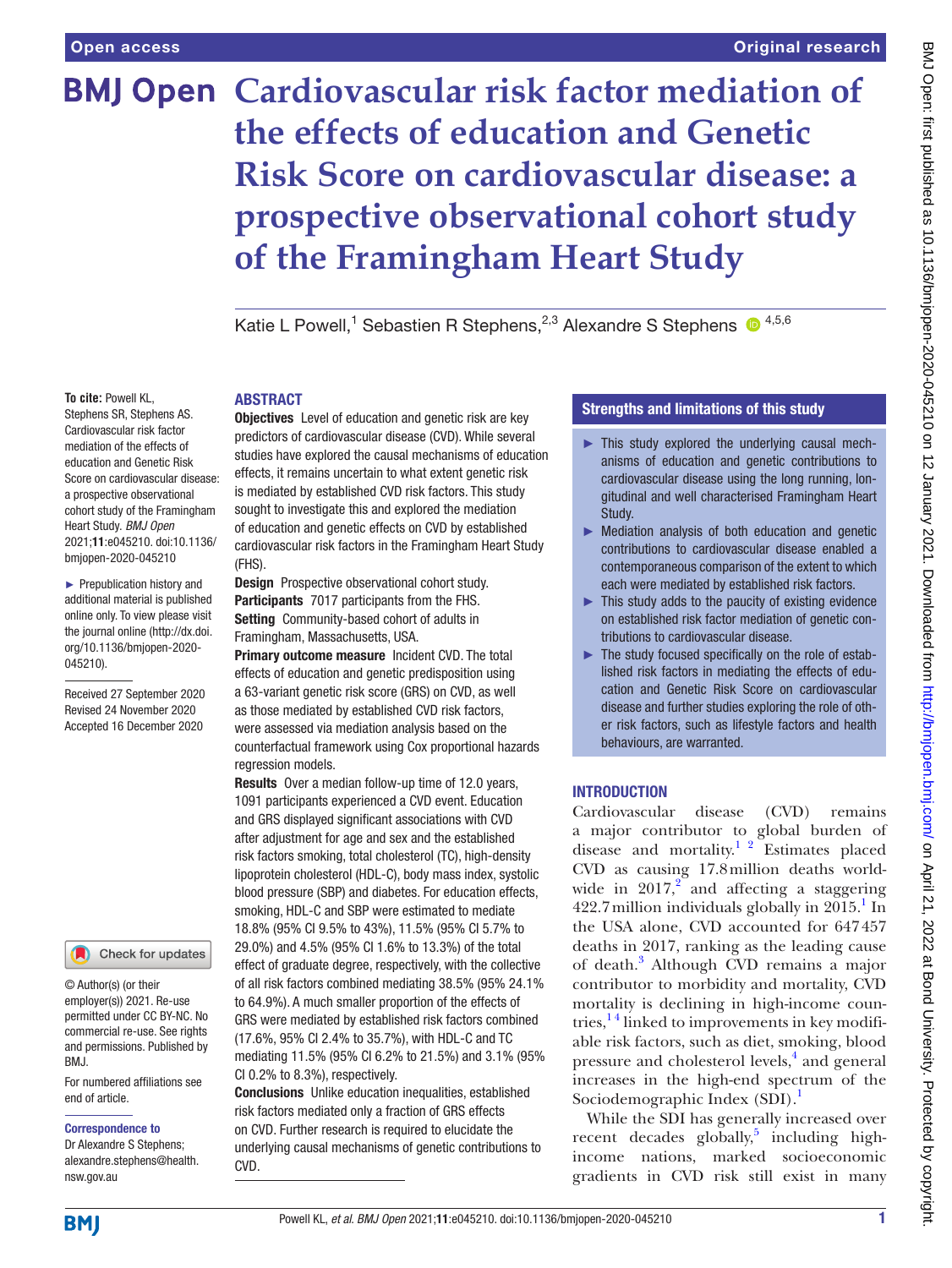# Cardiovascular risk factor mediation of the effects of education and Genetic Risk Score on cardiovascular disease: a prospective observational cohort study of the Framingham Heart Study

Katie L Powell,[1] Sebastien R Stephens,[2,3] Alexandre S Stephens[4,5,6]

**To cite:** Powell KL, Stephens SR, Stephens AS. Cardiovascular risk factor mediation of the effects of education and Genetic Risk Score on cardiovascular disease: a prospective observational cohort study of the Framingham Heart Study. *BMJ Open* 2021;**11**:e045210. doi:10.1136/bmjopen-2020-045210

► Prepublication history and additional material is published online only. To view please visit the journal online (http://dx.doi.org/10.1136/bmjopen-2020-045210).

Received 27 September 2020
Revised 24 November 2020
Accepted 16 December 2020

© Author(s) (or their employer(s)) 2021. Re-use permitted under CC BY-NC. No commercial re-use. See rights and permissions. Published by BMJ.

For numbered affiliations see end of article.

**Correspondence to**
Dr Alexandre S Stephens; alexandre.stephens@health.nsw.gov.au

## ABSTRACT

**Objectives** Level of education and genetic risk are key predictors of cardiovascular disease (CVD). While several studies have explored the causal mechanisms of education effects, it remains uncertain to what extent genetic risk is mediated by established CVD risk factors. This study sought to investigate this and explored the mediation of education and genetic effects on CVD by established cardiovascular risk factors in the Framingham Heart Study (FHS).

**Design** Prospective observational cohort study.

**Participants** 7017 participants from the FHS.

**Setting** Community-based cohort of adults in Framingham, Massachusetts, USA.

**Primary outcome measure** Incident CVD. The total effects of education and genetic predisposition using a 63-variant genetic risk score (GRS) on CVD, as well as those mediated by established CVD risk factors, were assessed via mediation analysis based on the counterfactual framework using Cox proportional hazards regression models.

**Results** Over a median follow-up time of 12.0 years, 1091 participants experienced a CVD event. Education and GRS displayed significant associations with CVD after adjustment for age and sex and the established risk factors smoking, total cholesterol (TC), high-density lipoprotein cholesterol (HDL-C), body mass index, systolic blood pressure (SBP) and diabetes. For education effects, smoking, HDL-C and SBP were estimated to mediate 18.8% (95% CI 9.5% to 43%), 11.5% (95% CI 5.7% to 29.0%) and 4.5% (95% CI 1.6% to 13.3%) of the total effect of graduate degree, respectively, with the collective of all risk factors combined mediating 38.5% (95% 24.1% to 64.9%). A much smaller proportion of the effects of GRS were mediated by established risk factors combined (17.6%, 95% CI 2.4% to 35.7%), with HDL-C and TC mediating 11.5% (95% CI 6.2% to 21.5%) and 3.1% (95% CI 0.2% to 8.3%), respectively.

**Conclusions** Unlike education inequalities, established risk factors mediated only a fraction of GRS effects on CVD. Further research is required to elucidate the underlying causal mechanisms of genetic contributions to CVD.

## Strengths and limitations of this study

- ► This study explored the underlying causal mechanisms of education and genetic contributions to cardiovascular disease using the long running, longitudinal and well characterised Framingham Heart Study.
- ► Mediation analysis of both education and genetic contributions to cardiovascular disease enabled a contemporaneous comparison of the extent to which each were mediated by established risk factors.
- ► This study adds to the paucity of existing evidence on established risk factor mediation of genetic contributions to cardiovascular disease.
- ► The study focused specifically on the role of established risk factors in mediating the effects of education and Genetic Risk Score on cardiovascular disease and further studies exploring the role of other risk factors, such as lifestyle factors and health behaviours, are warranted.

## INTRODUCTION

Cardiovascular disease (CVD) remains a major contributor to global burden of disease and mortality.[1,2] Estimates placed CVD as causing 17.8 million deaths worldwide in 2017,[2] and affecting a staggering 422.7 million individuals globally in 2015.[1] In the USA alone, CVD accounted for 647 457 deaths in 2017, ranking as the leading cause of death.[3] Although CVD remains a major contributor to morbidity and mortality, CVD mortality is declining in high-income countries,[1,4] linked to improvements in key modifiable risk factors, such as diet, smoking, blood pressure and cholesterol levels,[4] and general increases in the high-end spectrum of the Sociodemographic Index (SDI).[1]

While the SDI has generally increased over recent decades globally,[5] including high-income nations, marked socioeconomic gradients in CVD risk still exist in many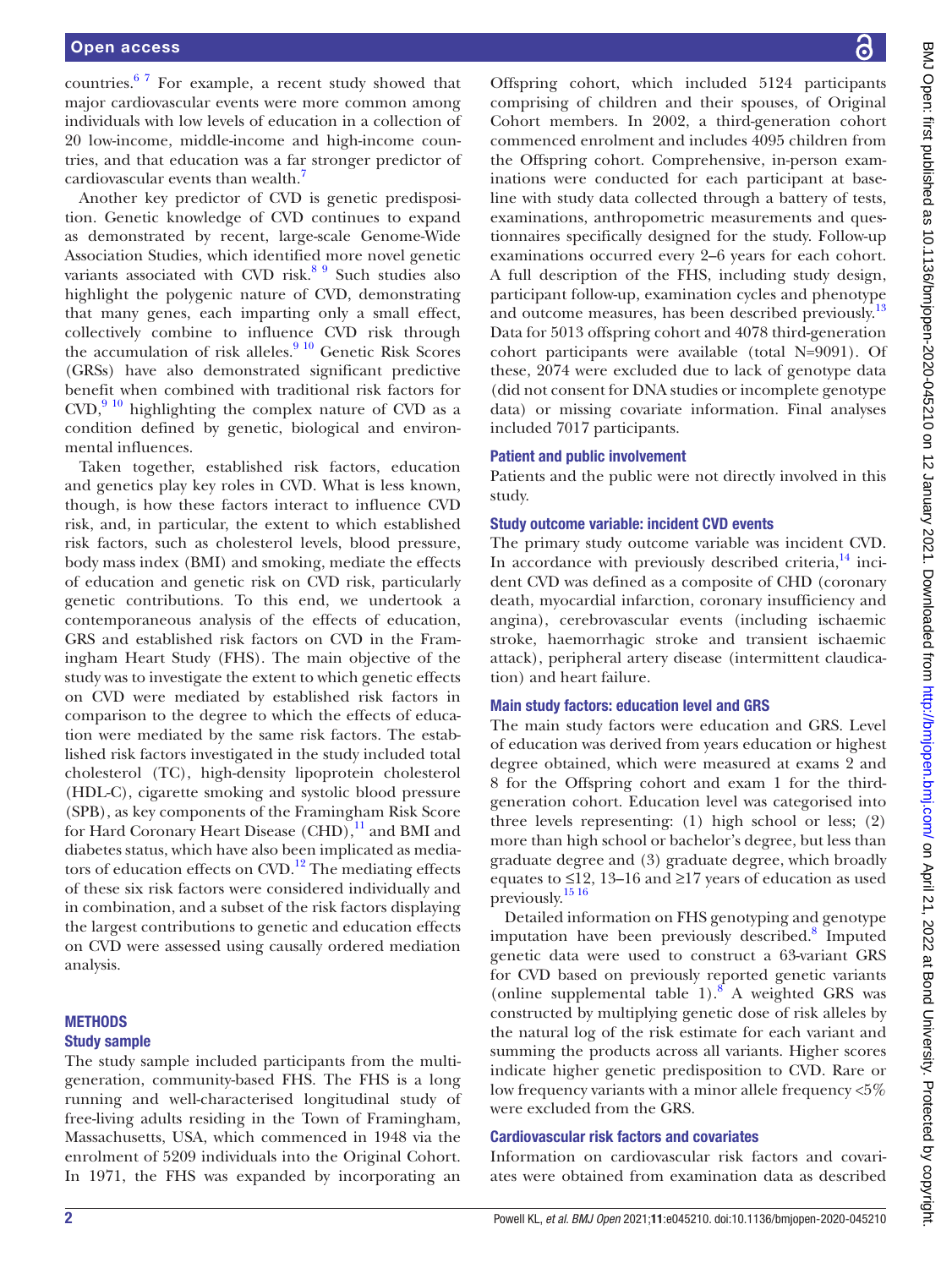countries.[6,7] For example, a recent study showed that major cardiovascular events were more common among individuals with low levels of education in a collection of 20 low-income, middle-income and high-income countries, and that education was a far stronger predictor of cardiovascular events than wealth.[7]

Another key predictor of CVD is genetic predisposition. Genetic knowledge of CVD continues to expand as demonstrated by recent, large-scale Genome-Wide Association Studies, which identified more novel genetic variants associated with CVD risk.[8,9] Such studies also highlight the polygenic nature of CVD, demonstrating that many genes, each imparting only a small effect, collectively combine to influence CVD risk through the accumulation of risk alleles.[9,10] Genetic Risk Scores (GRSs) have also demonstrated significant predictive benefit when combined with traditional risk factors for CVD,[9,10] highlighting the complex nature of CVD as a condition defined by genetic, biological and environmental influences.

Taken together, established risk factors, education and genetics play key roles in CVD. What is less known, though, is how these factors interact to influence CVD risk, and, in particular, the extent to which established risk factors, such as cholesterol levels, blood pressure, body mass index (BMI) and smoking, mediate the effects of education and genetic risk on CVD risk, particularly genetic contributions. To this end, we undertook a contemporaneous analysis of the effects of education, GRS and established risk factors on CVD in the Framingham Heart Study (FHS). The main objective of the study was to investigate the extent to which genetic effects on CVD were mediated by established risk factors in comparison to the degree to which the effects of education were mediated by the same risk factors. The established risk factors investigated in the study included total cholesterol (TC), high-density lipoprotein cholesterol (HDL-C), cigarette smoking and systolic blood pressure (SPB), as key components of the Framingham Risk Score for Hard Coronary Heart Disease (CHD),[11] and BMI and diabetes status, which have also been implicated as mediators of education effects on CVD.[12] The mediating effects of these six risk factors were considered individually and in combination, and a subset of the risk factors displaying the largest contributions to genetic and education effects on CVD were assessed using causally ordered mediation analysis.

## METHODS

### Study sample

The study sample included participants from the multi-generation, community-based FHS. The FHS is a long running and well-characterised longitudinal study of free-living adults residing in the Town of Framingham, Massachusetts, USA, which commenced in 1948 via the enrolment of 5209 individuals into the Original Cohort. In 1971, the FHS was expanded by incorporating an Offspring cohort, which included 5124 participants comprising of children and their spouses, of Original Cohort members. In 2002, a third-generation cohort commenced enrolment and includes 4095 children from the Offspring cohort. Comprehensive, in-person examinations were conducted for each participant at baseline with study data collected through a battery of tests, examinations, anthropometric measurements and questionnaires specifically designed for the study. Follow-up examinations occurred every 2–6 years for each cohort. A full description of the FHS, including study design, participant follow-up, examination cycles and phenotype and outcome measures, has been described previously.[13] Data for 5013 offspring cohort and 4078 third-generation cohort participants were available (total N=9091). Of these, 2074 were excluded due to lack of genotype data (did not consent for DNA studies or incomplete genotype data) or missing covariate information. Final analyses included 7017 participants.

### Patient and public involvement

Patients and the public were not directly involved in this study.

### Study outcome variable: incident CVD events

The primary study outcome variable was incident CVD. In accordance with previously described criteria,[14] incident CVD was defined as a composite of CHD (coronary death, myocardial infarction, coronary insufficiency and angina), cerebrovascular events (including ischaemic stroke, haemorrhagic stroke and transient ischaemic attack), peripheral artery disease (intermittent claudication) and heart failure.

### Main study factors: education level and GRS

The main study factors were education and GRS. Level of education was derived from years education or highest degree obtained, which were measured at exams 2 and 8 for the Offspring cohort and exam 1 for the third-generation cohort. Education level was categorised into three levels representing: (1) high school or less; (2) more than high school or bachelor's degree, but less than graduate degree and (3) graduate degree, which broadly equates to ≤12, 13–16 and ≥17 years of education as used previously.[15,16]

Detailed information on FHS genotyping and genotype imputation have been previously described.[8] Imputed genetic data were used to construct a 63-variant GRS for CVD based on previously reported genetic variants (online supplemental table 1).[8] A weighted GRS was constructed by multiplying genetic dose of risk alleles by the natural log of the risk estimate for each variant and summing the products across all variants. Higher scores indicate higher genetic predisposition to CVD. Rare or low frequency variants with a minor allele frequency <5% were excluded from the GRS.

### Cardiovascular risk factors and covariates

Information on cardiovascular risk factors and covariates were obtained from examination data as described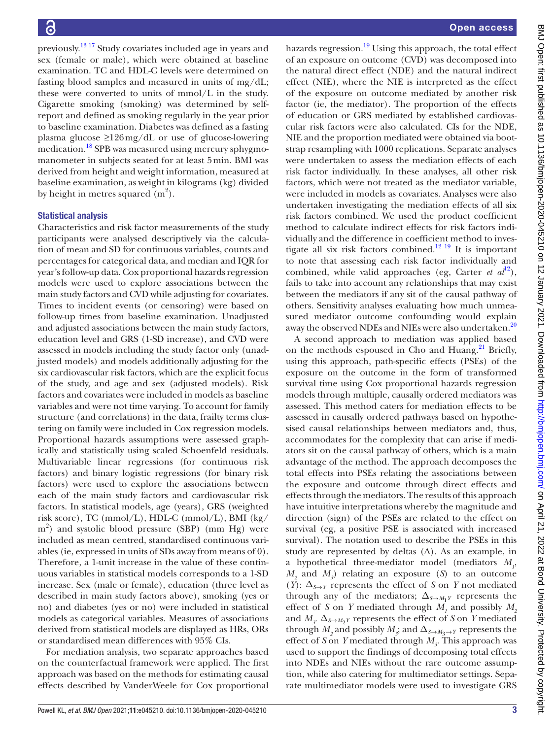previously.[13,17] Study covariates included age in years and sex (female or male), which were obtained at baseline examination. TC and HDL-C levels were determined on fasting blood samples and measured in units of mg/dL; these were converted to units of mmol/L in the study. Cigarette smoking (smoking) was determined by self-report and defined as smoking regularly in the year prior to baseline examination. Diabetes was defined as a fasting plasma glucose ≥126 mg/dL or use of glucose-lowering medication.[18] SPB was measured using mercury sphygmomanometer in subjects seated for at least 5 min. BMI was derived from height and weight information, measured at baseline examination, as weight in kilograms (kg) divided by height in metres squared ($m^2$).

### Statistical analysis

Characteristics and risk factor measurements of the study participants were analysed descriptively via the calculation of mean and SD for continuous variables, counts and percentages for categorical data, and median and IQR for year's follow-up data. Cox proportional hazards regression models were used to explore associations between the main study factors and CVD while adjusting for covariates. Times to incident events (or censoring) were based on follow-up times from baseline examination. Unadjusted and adjusted associations between the main study factors, education level and GRS (1-SD increase), and CVD were assessed in models including the study factor only (unadjusted models) and models additionally adjusting for the six cardiovascular risk factors, which are the explicit focus of the study, and age and sex (adjusted models). Risk factors and covariates were included in models as baseline variables and were not time varying. To account for family structure (and correlations) in the data, frailty terms clustering on family were included in Cox regression models. Proportional hazards assumptions were assessed graphically and statistically using scaled Schoenfeld residuals. Multivariable linear regressions (for continuous risk factors) and binary logistic regressions (for binary risk factors) were used to explore the associations between each of the main study factors and cardiovascular risk factors. In statistical models, age (years), GRS (weighted risk score), TC (mmol/L), HDL-C (mmol/L), BMI (kg/$m^2$) and systolic blood pressure (SBP) (mm Hg) were included as mean centred, standardised continuous variables (ie, expressed in units of SDs away from means of 0). Therefore, a 1-unit increase in the value of these continuous variables in statistical models corresponds to a 1-SD increase. Sex (male or female), education (three level as described in main study factors above), smoking (yes or no) and diabetes (yes or no) were included in statistical models as categorical variables. Measures of associations derived from statistical models are displayed as HRs, ORs or standardised mean differences with 95% CIs.

For mediation analysis, two separate approaches based on the counterfactual framework were applied. The first approach was based on the methods for estimating causal effects described by VanderWeele for Cox proportional hazards regression.[19] Using this approach, the total effect of an exposure on outcome (CVD) was decomposed into the natural direct effect (NDE) and the natural indirect effect (NIE), where the NIE is interpreted as the effect of the exposure on outcome mediated by another risk factor (ie, the mediator). The proportion of the effects of education or GRS mediated by established cardiovascular risk factors were also calculated. CIs for the NDE, NIE and the proportion mediated were obtained via bootstrap resampling with 1000 replications. Separate analyses were undertaken to assess the mediation effects of each risk factor individually. In these analyses, all other risk factors, which were not treated as the mediator variable, were included in models as covariates. Analyses were also undertaken investigating the mediation effects of all six risk factors combined. We used the product coefficient method to calculate indirect effects for risk factors individually and the difference in coefficient method to investigate all six risk factors combined.[12,19] It is important to note that assessing each risk factor individually and combined, while valid approaches (eg, Carter *et al*[12]), fails to take into account any relationships that may exist between the mediators if any sit of the causal pathway of others. Sensitivity analyses evaluating how much unmeasured mediator outcome confounding would explain away the observed NDEs and NIEs were also undertaken.[20]

A second approach to mediation was applied based on the methods espoused in Cho and Huang.[21] Briefly, using this approach, path-specific effects (PSEs) of the exposure on the outcome in the form of transformed survival time using Cox proportional hazards regression models through multiple, causally ordered mediators was assessed. This method caters for mediation effects to be assessed in causally ordered pathways based on hypothesised causal relationships between mediators and, thus, accommodates for the complexity that can arise if mediators sit on the causal pathway of others, which is a main advantage of the method. The approach decomposes the total effects into PSEs relating the associations between the exposure and outcome through direct effects and effects through the mediators. The results of this approach have intuitive interpretations whereby the magnitude and direction (sign) of the PSEs are related to the effect on survival (eg, a positive PSE is associated with increased survival). The notation used to describe the PSEs in this study are represented by deltas ($\Delta$). As an example, in a hypothetical three-mediator model (mediators $M_1$, $M_2$ and $M_3$) relating an exposure ($S$) to an outcome ($Y$): $\Delta_{S \to Y}$ represents the effect of $S$ on $Y$ not mediated through any of the mediators; $\Delta_{S \to M_1 Y}$ represents the effect of $S$ on $Y$ mediated through $M_1$ and possibly $M_2$ and $M_3$. $\Delta_{S \to M_2 Y}$ represents the effect of $S$ on $Y$ mediated through $M_2$ and possibly $M_3$; and $\Delta_{S \to M_3 \to Y}$ represents the effect of $S$ on $Y$ mediated through $M_3$. This approach was used to support the findings of decomposing total effects into NDEs and NIEs without the rare outcome assumption, while also catering for multimediator settings. Separate multimediator models were used to investigate GRS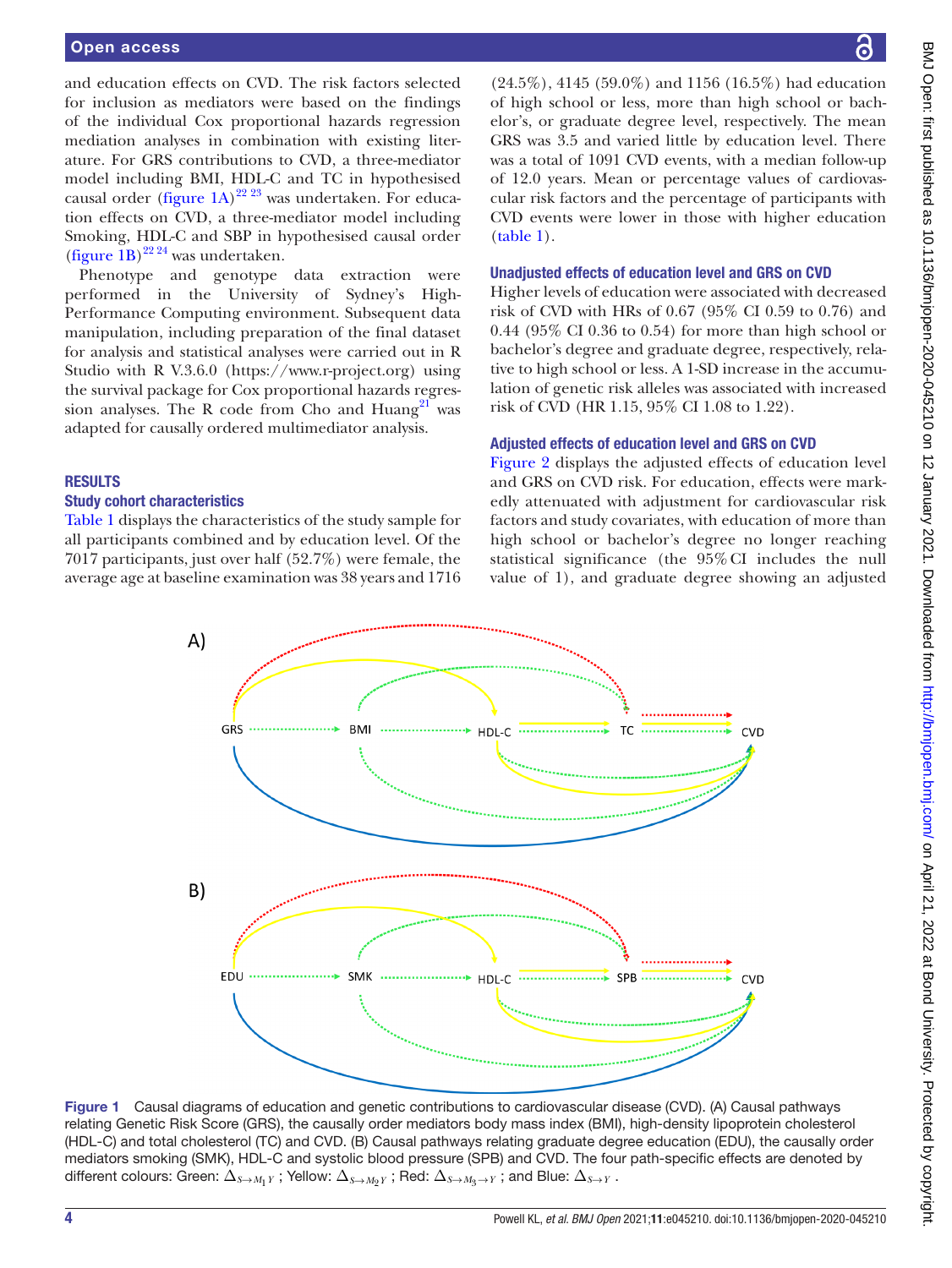and education effects on CVD. The risk factors selected for inclusion as mediators were based on the findings of the individual Cox proportional hazards regression mediation analyses in combination with existing literature. For GRS contributions to CVD, a three-mediator model including BMI, HDL-C and TC in hypothesised causal order (figure 1A)[22 23] was undertaken. For education effects on CVD, a three-mediator model including Smoking, HDL-C and SBP in hypothesised causal order (figure 1B)[22 24] was undertaken.

Phenotype and genotype data extraction were performed in the University of Sydney's High-Performance Computing environment. Subsequent data manipulation, including preparation of the final dataset for analysis and statistical analyses were carried out in R Studio with R V.3.6.0 (https://www.r-project.org) using the survival package for Cox proportional hazards regression analyses. The R code from Cho and Huang[21] was adapted for causally ordered multimediator analysis.

## RESULTS

### Study cohort characteristics

Table 1 displays the characteristics of the study sample for all participants combined and by education level. Of the 7017 participants, just over half (52.7%) were female, the average age at baseline examination was 38 years and 1716 (24.5%), 4145 (59.0%) and 1156 (16.5%) had education of high school or less, more than high school or bachelor's, or graduate degree level, respectively. The mean GRS was 3.5 and varied little by education level. There was a total of 1091 CVD events, with a median follow-up of 12.0 years. Mean or percentage values of cardiovascular risk factors and the percentage of participants with CVD events were lower in those with higher education (table 1).

### Unadjusted effects of education level and GRS on CVD

Higher levels of education were associated with decreased risk of CVD with HRs of 0.67 (95% CI 0.59 to 0.76) and 0.44 (95% CI 0.36 to 0.54) for more than high school or bachelor's degree and graduate degree, respectively, relative to high school or less. A 1-SD increase in the accumulation of genetic risk alleles was associated with increased risk of CVD (HR 1.15, 95% CI 1.08 to 1.22).

### Adjusted effects of education level and GRS on CVD

Figure 2 displays the adjusted effects of education level and GRS on CVD risk. For education, effects were markedly attenuated with adjustment for cardiovascular risk factors and study covariates, with education of more than high school or bachelor's degree no longer reaching statistical significance (the 95% CI includes the null value of 1), and graduate degree showing an adjusted

Figure 1 Causal diagrams of education and genetic contributions to cardiovascular disease (CVD). (A) Causal pathways relating Genetic Risk Score (GRS), the causally order mediators body mass index (BMI), high-density lipoprotein cholesterol (HDL-C) and total cholesterol (TC) and CVD. (B) Causal pathways relating graduate degree education (EDU), the causally order mediators smoking (SMK), HDL-C and systolic blood pressure (SPB) and CVD. The four path-specific effects are denoted by different colours: Green: $\Delta_{S\rightarrow M_1 Y}$ ; Yellow: $\Delta_{S\rightarrow M_2 Y}$ ; Red: $\Delta_{S\rightarrow M_3\rightarrow Y}$ ; and Blue: $\Delta_{S\rightarrow Y}$ .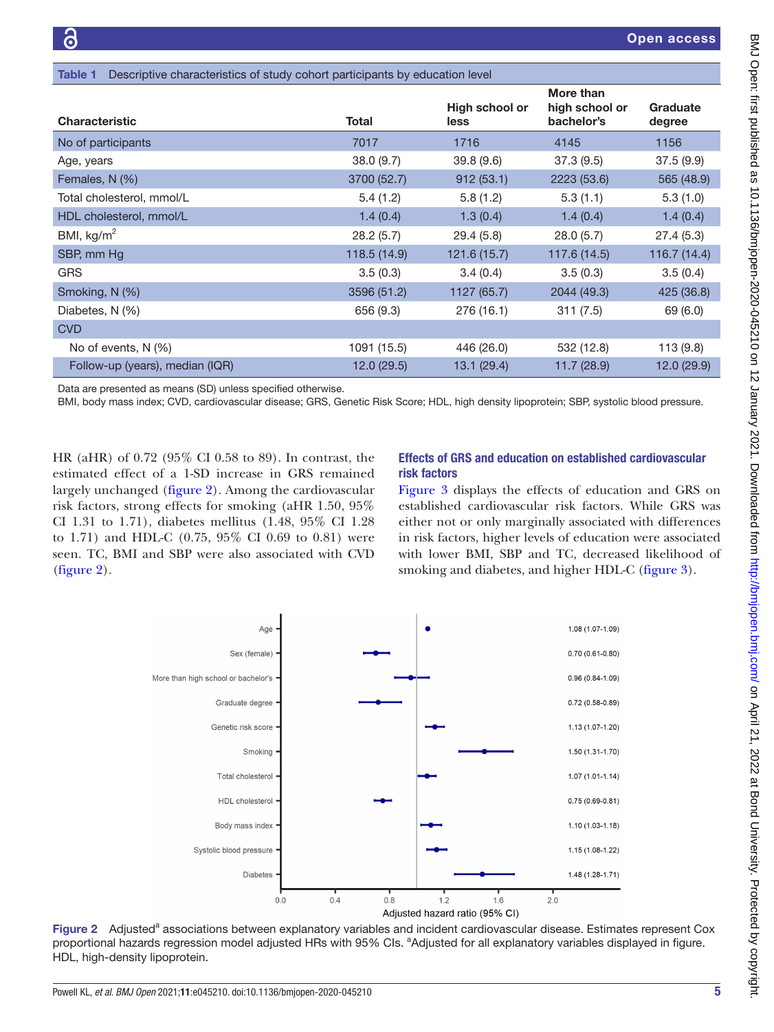**Table 1** Descriptive characteristics of study cohort participants by education level

| Characteristic | Total | High school or less | More than high school or bachelor's | Graduate degree |
|---|---|---|---|---|
| No of participants | 7017 | 1716 | 4145 | 1156 |
| Age, years | 38.0 (9.7) | 39.8 (9.6) | 37.3 (9.5) | 37.5 (9.9) |
| Females, N (%) | 3700 (52.7) | 912 (53.1) | 2223 (53.6) | 565 (48.9) |
| Total cholesterol, mmol/L | 5.4 (1.2) | 5.8 (1.2) | 5.3 (1.1) | 5.3 (1.0) |
| HDL cholesterol, mmol/L | 1.4 (0.4) | 1.3 (0.4) | 1.4 (0.4) | 1.4 (0.4) |
| BMI, kg/m$^2$ | 28.2 (5.7) | 29.4 (5.8) | 28.0 (5.7) | 27.4 (5.3) |
| SBP, mm Hg | 118.5 (14.9) | 121.6 (15.7) | 117.6 (14.5) | 116.7 (14.4) |
| GRS | 3.5 (0.3) | 3.4 (0.4) | 3.5 (0.3) | 3.5 (0.4) |
| Smoking, N (%) | 3596 (51.2) | 1127 (65.7) | 2044 (49.3) | 425 (36.8) |
| Diabetes, N (%) | 656 (9.3) | 276 (16.1) | 311 (7.5) | 69 (6.0) |
| CVD | | | | |
| No of events, N (%) | 1091 (15.5) | 446 (26.0) | 532 (12.8) | 113 (9.8) |
| Follow-up (years), median (IQR) | 12.0 (29.5) | 13.1 (29.4) | 11.7 (28.9) | 12.0 (29.9) |

Data are presented as means (SD) unless specified otherwise.
BMI, body mass index; CVD, cardiovascular disease; GRS, Genetic Risk Score; HDL, high density lipoprotein; SBP, systolic blood pressure.

HR (aHR) of 0.72 (95% CI 0.58 to 89). In contrast, the estimated effect of a 1-SD increase in GRS remained largely unchanged (figure 2). Among the cardiovascular risk factors, strong effects for smoking (aHR 1.50, 95% CI 1.31 to 1.71), diabetes mellitus (1.48, 95% CI 1.28 to 1.71) and HDL-C (0.75, 95% CI 0.69 to 0.81) were seen. TC, BMI and SBP were also associated with CVD (figure 2).

### Effects of GRS and education on established cardiovascular risk factors

Figure 3 displays the effects of education and GRS on established cardiovascular risk factors. While GRS was either not or only marginally associated with differences in risk factors, higher levels of education were associated with lower BMI, SBP and TC, decreased likelihood of smoking and diabetes, and higher HDL-C (figure 3).

| Variable | Adjusted hazard ratio (95% CI) |
|---|---|
| Age | 1.08 (1.07-1.09) |
| Sex (female) | 0.70 (0.61-0.80) |
| More than high school or bachelor's | 0.96 (0.84-1.09) |
| Graduate degree | 0.72 (0.58-0.89) |
| Genetic risk score | 1.13 (1.07-1.20) |
| Smoking | 1.50 (1.31-1.70) |
| Total cholesterol | 1.07 (1.01-1.14) |
| HDL cholesterol | 0.75 (0.69-0.81) |
| Body mass index | 1.10 (1.03-1.18) |
| Systolic blood pressure | 1.15 (1.08-1.22) |
| Diabetes | 1.48 (1.28-1.71) |

**Figure 2** Adjusted[a] associations between explanatory variables and incident cardiovascular disease. Estimates represent Cox proportional hazards regression model adjusted HRs with 95% CIs. [a]Adjusted for all explanatory variables displayed in figure. HDL, high-density lipoprotein.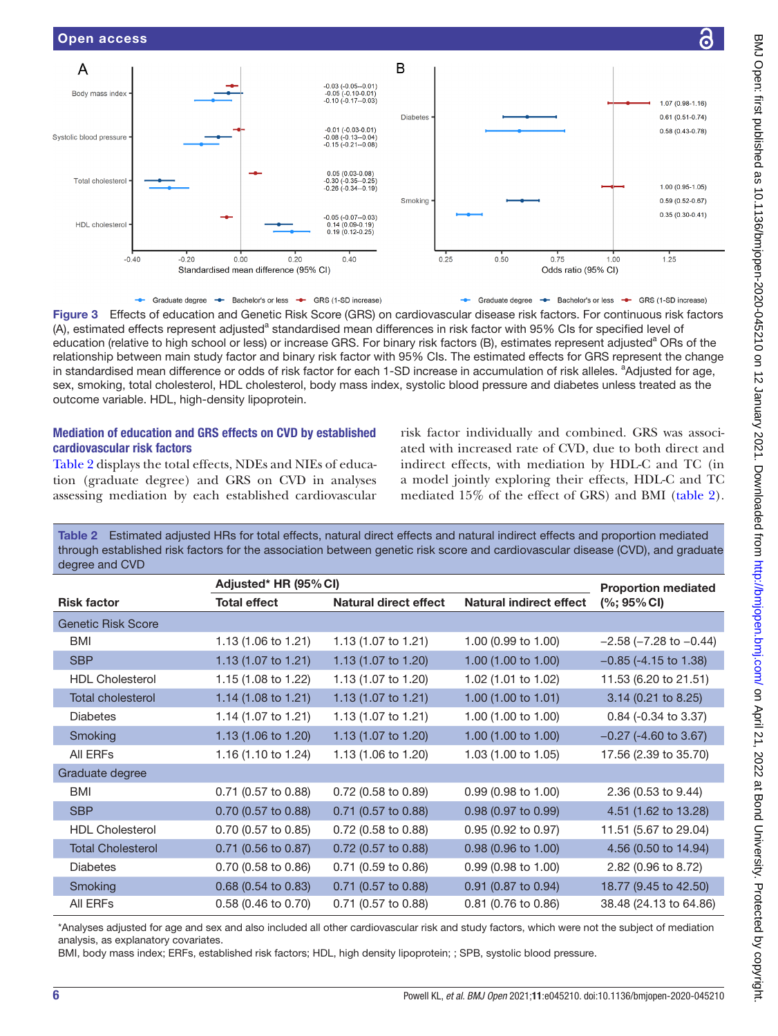**Figure 3** Effects of education and Genetic Risk Score (GRS) on cardiovascular disease risk factors. For continuous risk factors (A), estimated effects represent adjusted[a] standardised mean differences in risk factor with 95% CIs for specified level of education (relative to high school or less) or increase GRS. For binary risk factors (B), estimates represent adjusted[a] ORs of the relationship between main study factor and binary risk factor with 95% CIs. The estimated effects for GRS represent the change in standardised mean difference or odds of risk factor for each 1-SD increase in accumulation of risk alleles. [a]Adjusted for age, sex, smoking, total cholesterol, HDL cholesterol, body mass index, systolic blood pressure and diabetes unless treated as the outcome variable. HDL, high-density lipoprotein.

## Mediation of education and GRS effects on CVD by established cardiovascular risk factors

Table 2 displays the total effects, NDEs and NIEs of education (graduate degree) and GRS on CVD in analyses assessing mediation by each established cardiovascular risk factor individually and combined. GRS was associated with increased rate of CVD, due to both direct and indirect effects, with mediation by HDL-C and TC (in a model jointly exploring their effects, HDL-C and TC mediated 15% of the effect of GRS) and BMI (table 2).

**Table 2** Estimated adjusted HRs for total effects, natural direct effects and natural indirect effects and proportion mediated through established risk factors for the association between genetic risk score and cardiovascular disease (CVD), and graduate degree and CVD

| Risk factor | Adjusted* HR (95% CI) | | | Proportion mediated (%; 95% CI) |
|---|---|---|---|---|
| | Total effect | Natural direct effect | Natural indirect effect | |
| **Genetic Risk Score** | | | | |
| BMI | 1.13 (1.06 to 1.21) | 1.13 (1.07 to 1.21) | 1.00 (0.99 to 1.00) | −2.58 (−7.28 to −0.44) |
| SBP | 1.13 (1.07 to 1.21) | 1.13 (1.07 to 1.20) | 1.00 (1.00 to 1.00) | −0.85 (-4.15 to 1.38) |
| HDL Cholesterol | 1.15 (1.08 to 1.22) | 1.13 (1.07 to 1.20) | 1.02 (1.01 to 1.02) | 11.53 (6.20 to 21.51) |
| Total cholesterol | 1.14 (1.08 to 1.21) | 1.13 (1.07 to 1.21) | 1.00 (1.00 to 1.01) | 3.14 (0.21 to 8.25) |
| Diabetes | 1.14 (1.07 to 1.21) | 1.13 (1.07 to 1.21) | 1.00 (1.00 to 1.00) | 0.84 (-0.34 to 3.37) |
| Smoking | 1.13 (1.06 to 1.20) | 1.13 (1.07 to 1.20) | 1.00 (1.00 to 1.00) | −0.27 (-4.60 to 3.67) |
| All ERFs | 1.16 (1.10 to 1.24) | 1.13 (1.06 to 1.20) | 1.03 (1.00 to 1.05) | 17.56 (2.39 to 35.70) |
| **Graduate degree** | | | | |
| BMI | 0.71 (0.57 to 0.88) | 0.72 (0.58 to 0.89) | 0.99 (0.98 to 1.00) | 2.36 (0.53 to 9.44) |
| SBP | 0.70 (0.57 to 0.88) | 0.71 (0.57 to 0.88) | 0.98 (0.97 to 0.99) | 4.51 (1.62 to 13.28) |
| HDL Cholesterol | 0.70 (0.57 to 0.85) | 0.72 (0.58 to 0.88) | 0.95 (0.92 to 0.97) | 11.51 (5.67 to 29.04) |
| Total Cholesterol | 0.71 (0.56 to 0.87) | 0.72 (0.57 to 0.88) | 0.98 (0.96 to 1.00) | 4.56 (0.50 to 14.94) |
| Diabetes | 0.70 (0.58 to 0.86) | 0.71 (0.59 to 0.86) | 0.99 (0.98 to 1.00) | 2.82 (0.96 to 8.72) |
| Smoking | 0.68 (0.54 to 0.83) | 0.71 (0.57 to 0.88) | 0.91 (0.87 to 0.94) | 18.77 (9.45 to 42.50) |
| All ERFs | 0.58 (0.46 to 0.70) | 0.71 (0.57 to 0.88) | 0.81 (0.76 to 0.86) | 38.48 (24.13 to 64.86) |

*Analyses adjusted for age and sex and also included all other cardiovascular risk and study factors, which were not the subject of mediation analysis, as explanatory covariates.

BMI, body mass index; ERFs, established risk factors; HDL, high density lipoprotein; ; SPB, systolic blood pressure.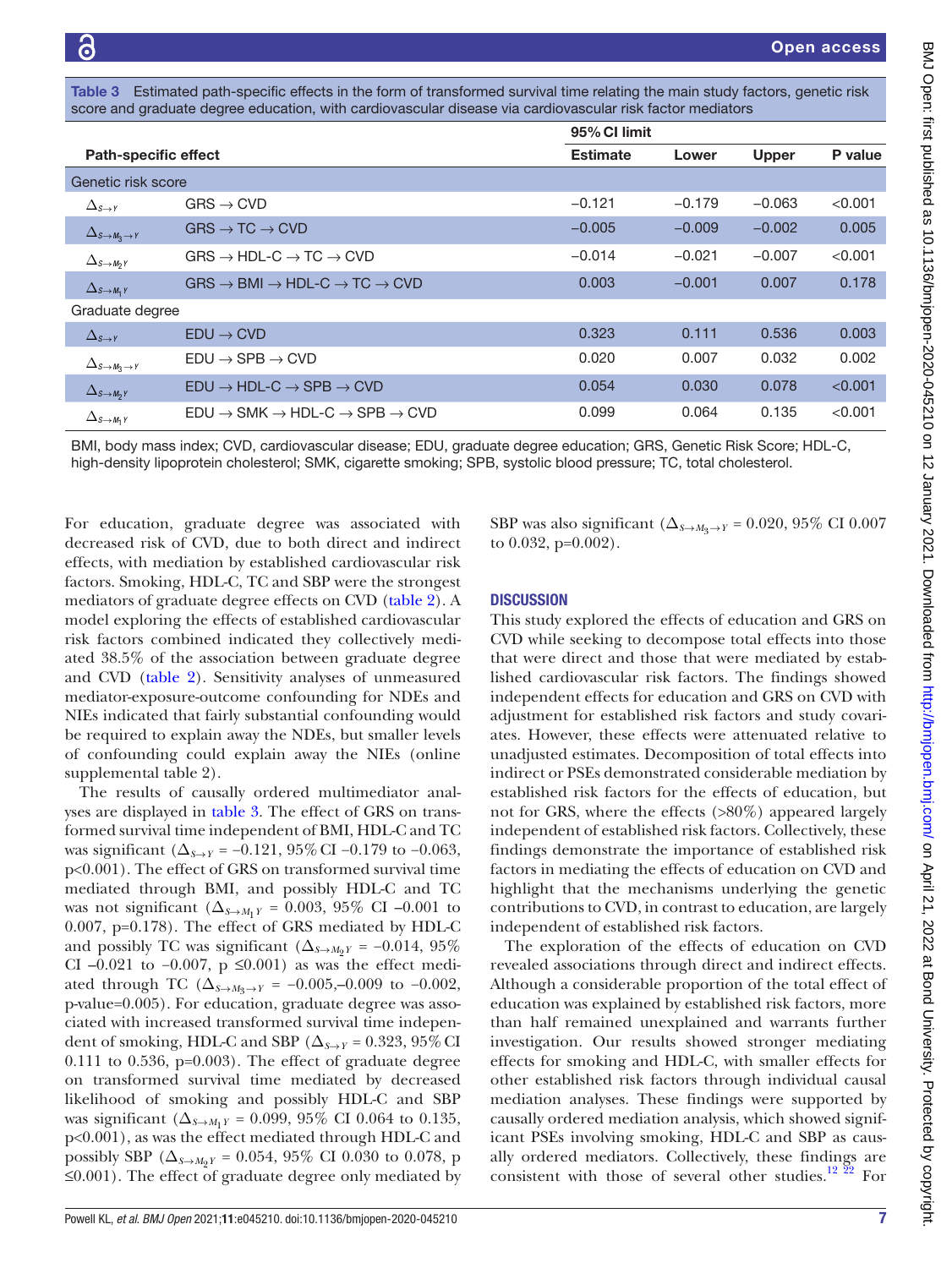**Table 3** Estimated path-specific effects in the form of transformed survival time relating the main study factors, genetic risk score and graduate degree education, with cardiovascular disease via cardiovascular risk factor mediators

| Path-specific effect | | Estimate | 95% CI limit Lower | 95% CI limit Upper | P value |
|---|---|---|---|---|---|
| **Genetic risk score** | | | | | |
| $\Delta_{S\rightarrow Y}$ | GRS → CVD | −0.121 | −0.179 | −0.063 | <0.001 |
| $\Delta_{S\rightarrow M_3\rightarrow Y}$ | GRS → TC → CVD | −0.005 | −0.009 | −0.002 | 0.005 |
| $\Delta_{S\rightarrow M_2 Y}$ | GRS → HDL-C → TC → CVD | −0.014 | −0.021 | −0.007 | <0.001 |
| $\Delta_{S\rightarrow M_1 Y}$ | GRS → BMI → HDL-C → TC → CVD | 0.003 | −0.001 | 0.007 | 0.178 |
| **Graduate degree** | | | | | |
| $\Delta_{S\rightarrow Y}$ | EDU → CVD | 0.323 | 0.111 | 0.536 | 0.003 |
| $\Delta_{S\rightarrow M_3\rightarrow Y}$ | EDU → SPB → CVD | 0.020 | 0.007 | 0.032 | 0.002 |
| $\Delta_{S\rightarrow M_2 Y}$ | EDU → HDL-C → SPB → CVD | 0.054 | 0.030 | 0.078 | <0.001 |
| $\Delta_{S\rightarrow M_1 Y}$ | EDU → SMK → HDL-C → SPB → CVD | 0.099 | 0.064 | 0.135 | <0.001 |

BMI, body mass index; CVD, cardiovascular disease; EDU, graduate degree education; GRS, Genetic Risk Score; HDL-C, high-density lipoprotein cholesterol; SMK, cigarette smoking; SPB, systolic blood pressure; TC, total cholesterol.

For education, graduate degree was associated with decreased risk of CVD, due to both direct and indirect effects, with mediation by established cardiovascular risk factors. Smoking, HDL-C, TC and SBP were the strongest mediators of graduate degree effects on CVD (table 2). A model exploring the effects of established cardiovascular risk factors combined indicated they collectively mediated 38.5% of the association between graduate degree and CVD (table 2). Sensitivity analyses of unmeasured mediator-exposure-outcome confounding for NDEs and NIEs indicated that fairly substantial confounding would be required to explain away the NDEs, but smaller levels of confounding could explain away the NIEs (online supplemental table 2).

The results of causally ordered multimediator analyses are displayed in table 3. The effect of GRS on transformed survival time independent of BMI, HDL-C and TC was significant ($\Delta_{S\rightarrow Y}$ = −0.121, 95% CI −0.179 to −0.063, p<0.001). The effect of GRS on transformed survival time mediated through BMI, and possibly HDL-C and TC was not significant ($\Delta_{S\rightarrow M_1 Y}$ = 0.003, 95% CI −0.001 to 0.007, p=0.178). The effect of GRS mediated by HDL-C and possibly TC was significant ($\Delta_{S\rightarrow M_2 Y}$ = −0.014, 95% CI –0.021 to −0.007, p ≤0.001) as was the effect mediated through TC ($\Delta_{S\rightarrow M_3\rightarrow Y}$ = −0.005,–0.009 to −0.002, p-value=0.005). For education, graduate degree was associated with increased transformed survival time independent of smoking, HDL-C and SBP ($\Delta_{S\rightarrow Y}$ = 0.323, 95% CI 0.111 to 0.536, p=0.003). The effect of graduate degree on transformed survival time mediated by decreased likelihood of smoking and possibly HDL-C and SBP was significant ($\Delta_{S\rightarrow M_1 Y}$ = 0.099, 95% CI 0.064 to 0.135, p<0.001), as was the effect mediated through HDL-C and possibly SBP ($\Delta_{S\rightarrow M_2 Y}$ = 0.054, 95% CI 0.030 to 0.078, p ≤0.001). The effect of graduate degree only mediated by SBP was also significant ($\Delta_{S\rightarrow M_3\rightarrow Y}$ = 0.020, 95% CI 0.007 to 0.032, p=0.002).

## DISCUSSION

This study explored the effects of education and GRS on CVD while seeking to decompose total effects into those that were direct and those that were mediated by established cardiovascular risk factors. The findings showed independent effects for education and GRS on CVD with adjustment for established risk factors and study covariates. However, these effects were attenuated relative to unadjusted estimates. Decomposition of total effects into indirect or PSEs demonstrated considerable mediation by established risk factors for the effects of education, but not for GRS, where the effects (>80%) appeared largely independent of established risk factors. Collectively, these findings demonstrate the importance of established risk factors in mediating the effects of education on CVD and highlight that the mechanisms underlying the genetic contributions to CVD, in contrast to education, are largely independent of established risk factors.

The exploration of the effects of education on CVD revealed associations through direct and indirect effects. Although a considerable proportion of the total effect of education was explained by established risk factors, more than half remained unexplained and warrants further investigation. Our results showed stronger mediating effects for smoking and HDL-C, with smaller effects for other established risk factors through individual causal mediation analyses. These findings were supported by causally ordered mediation analysis, which showed significant PSEs involving smoking, HDL-C and SBP as causally ordered mediators. Collectively, these findings are consistent with those of several other studies.[12 22] For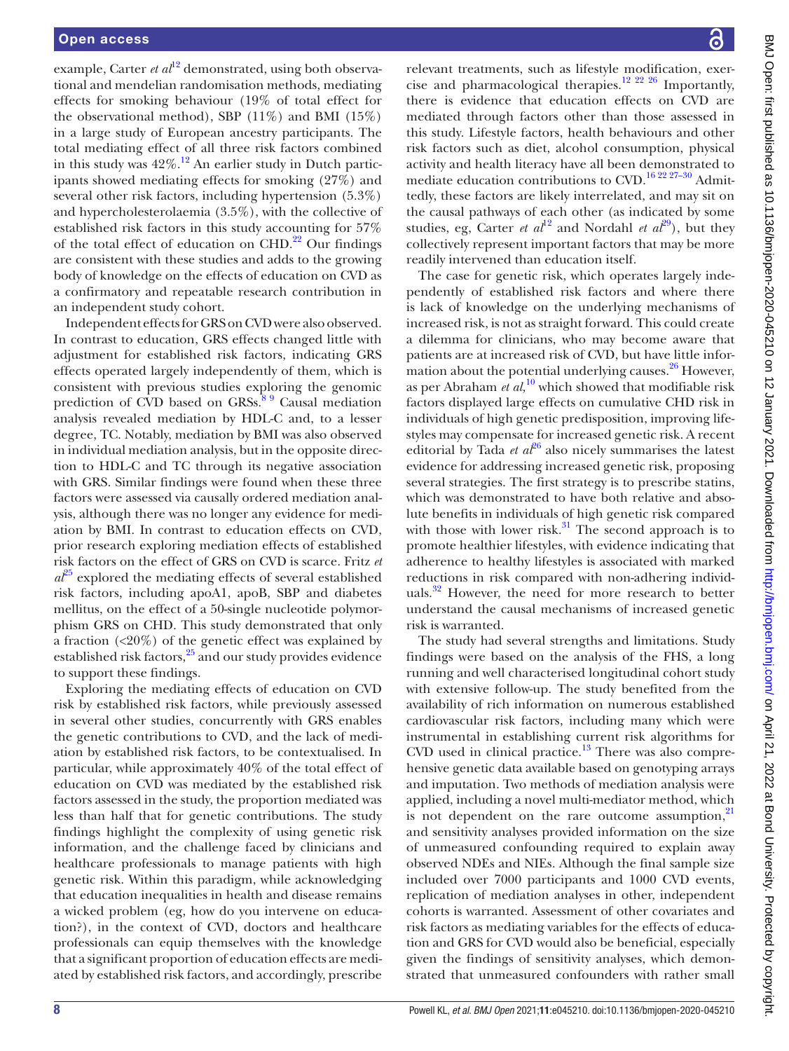example, Carter *et al*[12] demonstrated, using both observational and mendelian randomisation methods, mediating effects for smoking behaviour (19% of total effect for the observational method), SBP (11%) and BMI (15%) in a large study of European ancestry participants. The total mediating effect of all three risk factors combined in this study was 42%.[12] An earlier study in Dutch participants showed mediating effects for smoking (27%) and several other risk factors, including hypertension (5.3%) and hypercholesterolaemia (3.5%), with the collective of established risk factors in this study accounting for 57% of the total effect of education on CHD.[22] Our findings are consistent with these studies and adds to the growing body of knowledge on the effects of education on CVD as a confirmatory and repeatable research contribution in an independent study cohort.

Independent effects for GRS on CVD were also observed. In contrast to education, GRS effects changed little with adjustment for established risk factors, indicating GRS effects operated largely independently of them, which is consistent with previous studies exploring the genomic prediction of CVD based on GRSs.[8 9] Causal mediation analysis revealed mediation by HDL-C and, to a lesser degree, TC. Notably, mediation by BMI was also observed in individual mediation analysis, but in the opposite direction to HDL-C and TC through its negative association with GRS. Similar findings were found when these three factors were assessed via causally ordered mediation analysis, although there was no longer any evidence for mediation by BMI. In contrast to education effects on CVD, prior research exploring mediation effects of established risk factors on the effect of GRS on CVD is scarce. Fritz *et al*[25] explored the mediating effects of several established risk factors, including apoA1, apoB, SBP and diabetes mellitus, on the effect of a 50-single nucleotide polymorphism GRS on CHD. This study demonstrated that only a fraction (<20%) of the genetic effect was explained by established risk factors,[25] and our study provides evidence to support these findings.

Exploring the mediating effects of education on CVD risk by established risk factors, while previously assessed in several other studies, concurrently with GRS enables the genetic contributions to CVD, and the lack of mediation by established risk factors, to be contextualised. In particular, while approximately 40% of the total effect of education on CVD was mediated by the established risk factors assessed in the study, the proportion mediated was less than half that for genetic contributions. The study findings highlight the complexity of using genetic risk information, and the challenge faced by clinicians and healthcare professionals to manage patients with high genetic risk. Within this paradigm, while acknowledging that education inequalities in health and disease remains a wicked problem (eg, how do you intervene on education?), in the context of CVD, doctors and healthcare professionals can equip themselves with the knowledge that a significant proportion of education effects are mediated by established risk factors, and accordingly, prescribe relevant treatments, such as lifestyle modification, exercise and pharmacological therapies.[12 22 26] Importantly, there is evidence that education effects on CVD are mediated through factors other than those assessed in this study. Lifestyle factors, health behaviours and other risk factors such as diet, alcohol consumption, physical activity and health literacy have all been demonstrated to mediate education contributions to CVD.[16 22 27–30] Admittedly, these factors are likely interrelated, and may sit on the causal pathways of each other (as indicated by some studies, eg, Carter *et al*[12] and Nordahl *et al*[29]), but they collectively represent important factors that may be more readily intervened than education itself.

The case for genetic risk, which operates largely independently of established risk factors and where there is lack of knowledge on the underlying mechanisms of increased risk, is not as straight forward. This could create a dilemma for clinicians, who may become aware that patients are at increased risk of CVD, but have little information about the potential underlying causes.[26] However, as per Abraham *et al*,[10] which showed that modifiable risk factors displayed large effects on cumulative CHD risk in individuals of high genetic predisposition, improving lifestyles may compensate for increased genetic risk. A recent editorial by Tada *et al*[26] also nicely summarises the latest evidence for addressing increased genetic risk, proposing several strategies. The first strategy is to prescribe statins, which was demonstrated to have both relative and absolute benefits in individuals of high genetic risk compared with those with lower risk.[31] The second approach is to promote healthier lifestyles, with evidence indicating that adherence to healthy lifestyles is associated with marked reductions in risk compared with non-adhering individuals.[32] However, the need for more research to better understand the causal mechanisms of increased genetic risk is warranted.

The study had several strengths and limitations. Study findings were based on the analysis of the FHS, a long running and well characterised longitudinal cohort study with extensive follow-up. The study benefited from the availability of rich information on numerous established cardiovascular risk factors, including many which were instrumental in establishing current risk algorithms for CVD used in clinical practice.[13] There was also comprehensive genetic data available based on genotyping arrays and imputation. Two methods of mediation analysis were applied, including a novel multi-mediator method, which is not dependent on the rare outcome assumption,[21] and sensitivity analyses provided information on the size of unmeasured confounding required to explain away observed NDEs and NIEs. Although the final sample size included over 7000 participants and 1000 CVD events, replication of mediation analyses in other, independent cohorts is warranted. Assessment of other covariates and risk factors as mediating variables for the effects of education and GRS for CVD would also be beneficial, especially given the findings of sensitivity analyses, which demonstrated that unmeasured confounders with rather small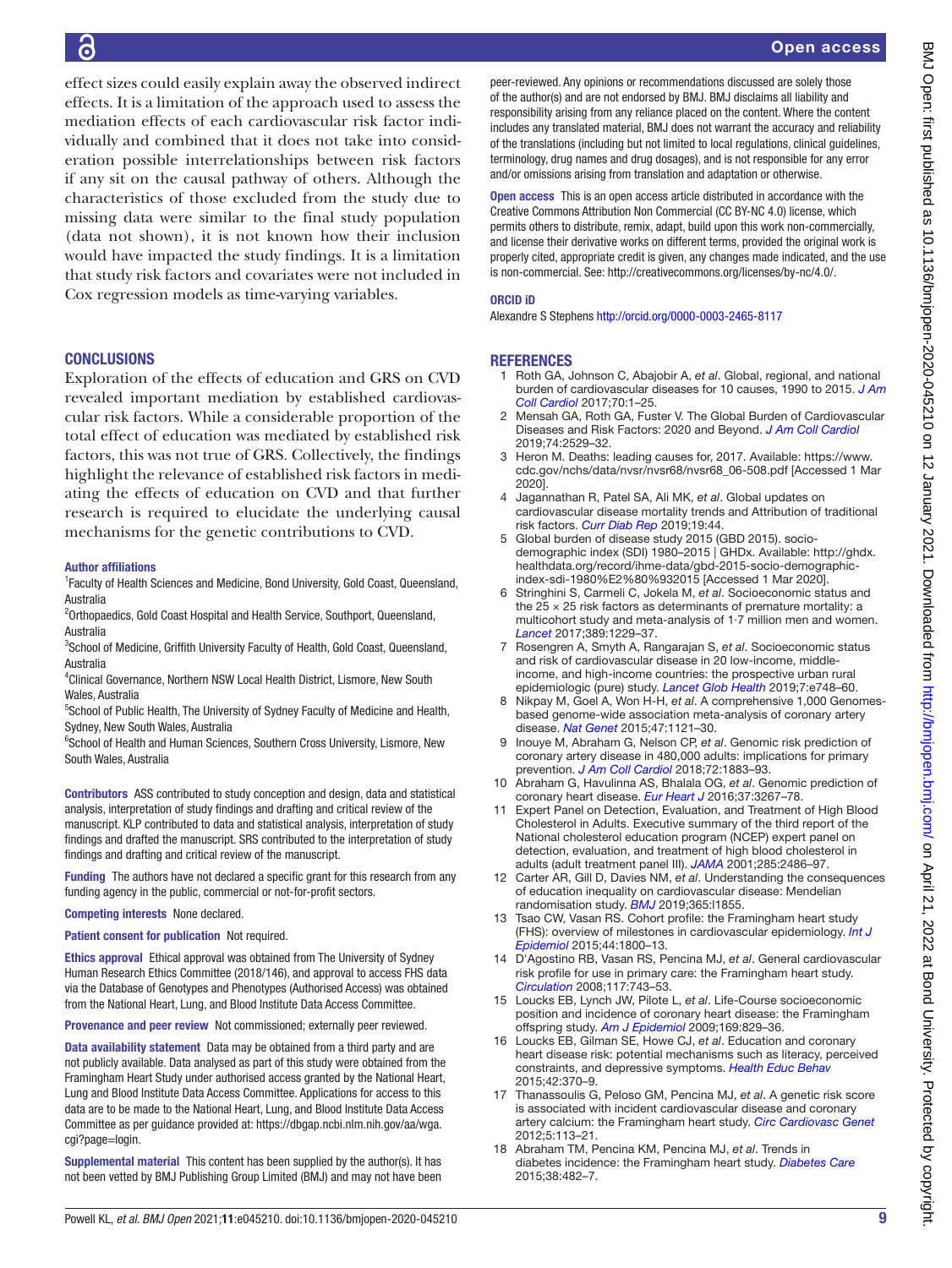effect sizes could easily explain away the observed indirect effects. It is a limitation of the approach used to assess the mediation effects of each cardiovascular risk factor individually and combined that it does not take into consideration possible interrelationships between risk factors if any sit on the causal pathway of others. Although the characteristics of those excluded from the study due to missing data were similar to the final study population (data not shown), it is not known how their inclusion would have impacted the study findings. It is a limitation that study risk factors and covariates were not included in Cox regression models as time-varying variables.

## CONCLUSIONS

Exploration of the effects of education and GRS on CVD revealed important mediation by established cardiovascular risk factors. While a considerable proportion of the total effect of education was mediated by established risk factors, this was not true of GRS. Collectively, the findings highlight the relevance of established risk factors in mediating the effects of education on CVD and that further research is required to elucidate the underlying causal mechanisms for the genetic contributions to CVD.

**Author affiliations**

[1]Faculty of Health Sciences and Medicine, Bond University, Gold Coast, Queensland, Australia
[2]Orthopaedics, Gold Coast Hospital and Health Service, Southport, Queensland, Australia
[3]School of Medicine, Griffith University Faculty of Health, Gold Coast, Queensland, Australia
[4]Clinical Governance, Northern NSW Local Health District, Lismore, New South Wales, Australia
[5]School of Public Health, The University of Sydney Faculty of Medicine and Health, Sydney, New South Wales, Australia
[6]School of Health and Human Sciences, Southern Cross University, Lismore, New South Wales, Australia

**Contributors** ASS contributed to study conception and design, data and statistical analysis, interpretation of study findings and drafting and critical review of the manuscript. KLP contributed to data and statistical analysis, interpretation of study findings and drafted the manuscript. SRS contributed to the interpretation of study findings and drafting and critical review of the manuscript.

**Funding** The authors have not declared a specific grant for this research from any funding agency in the public, commercial or not-for-profit sectors.

**Competing interests** None declared.

**Patient consent for publication** Not required.

**Ethics approval** Ethical approval was obtained from The University of Sydney Human Research Ethics Committee (2018/146), and approval to access FHS data via the Database of Genotypes and Phenotypes (Authorised Access) was obtained from the National Heart, Lung, and Blood Institute Data Access Committee.

**Provenance and peer review** Not commissioned; externally peer reviewed.

**Data availability statement** Data may be obtained from a third party and are not publicly available. Data analysed as part of this study were obtained from the Framingham Heart Study under authorised access granted by the National Heart, Lung and Blood Institute Data Access Committee. Applications for access to this data are to be made to the National Heart, Lung, and Blood Institute Data Access Committee as per guidance provided at: https://dbgap.ncbi.nlm.nih.gov/aa/wga.cgi?page=login.

**Supplemental material** This content has been supplied by the author(s). It has not been vetted by BMJ Publishing Group Limited (BMJ) and may not have been peer-reviewed. Any opinions or recommendations discussed are solely those of the author(s) and are not endorsed by BMJ. BMJ disclaims all liability and responsibility arising from any reliance placed on the content. Where the content includes any translated material, BMJ does not warrant the accuracy and reliability of the translations (including but not limited to local regulations, clinical guidelines, terminology, drug names and drug dosages), and is not responsible for any error and/or omissions arising from translation and adaptation or otherwise.

**Open access** This is an open access article distributed in accordance with the Creative Commons Attribution Non Commercial (CC BY-NC 4.0) license, which permits others to distribute, remix, adapt, build upon this work non-commercially, and license their derivative works on different terms, provided the original work is properly cited, appropriate credit is given, any changes made indicated, and the use is non-commercial. See: http://creativecommons.org/licenses/by-nc/4.0/.

**ORCID iD**

Alexandre S Stephens http://orcid.org/0000-0003-2465-8117

## REFERENCES

1. Roth GA, Johnson C, Abajobir A, *et al*. Global, regional, and national burden of cardiovascular diseases for 10 causes, 1990 to 2015. *J Am Coll Cardiol* 2017;70:1–25.
2. Mensah GA, Roth GA, Fuster V. The Global Burden of Cardiovascular Diseases and Risk Factors: 2020 and Beyond. *J Am Coll Cardiol* 2019;74:2529–32.
3. Heron M. Deaths: leading causes for, 2017. Available: https://www.cdc.gov/nchs/data/nvsr/nvsr68/nvsr68_06-508.pdf [Accessed 1 Mar 2020].
4. Jagannathan R, Patel SA, Ali MK, *et al*. Global updates on cardiovascular disease mortality trends and Attribution of traditional risk factors. *Curr Diab Rep* 2019;19:44.
5. Global burden of disease study 2015 (GBD 2015). socio-demographic index (SDI) 1980–2015 | GHDx. Available: http://ghdx.healthdata.org/record/ihme-data/gbd-2015-socio-demographic-index-sdi-1980%E2%80%932015 [Accessed 1 Mar 2020].
6. Stringhini S, Carmeli C, Jokela M, *et al*. Socioeconomic status and the 25 × 25 risk factors as determinants of premature mortality: a multicohort study and meta-analysis of 1·7 million men and women. *Lancet* 2017;389:1229–37.
7. Rosengren A, Smyth A, Rangarajan S, *et al*. Socioeconomic status and risk of cardiovascular disease in 20 low-income, middle-income, and high-income countries: the prospective urban rural epidemiologic (pure) study. *Lancet Glob Health* 2019;7:e748–60.
8. Nikpay M, Goel A, Won H-H, *et al*. A comprehensive 1,000 Genomes-based genome-wide association meta-analysis of coronary artery disease. *Nat Genet* 2015;47:1121–30.
9. Inouye M, Abraham G, Nelson CP, *et al*. Genomic risk prediction of coronary artery disease in 480,000 adults: implications for primary prevention. *J Am Coll Cardiol* 2018;72:1883–93.
10. Abraham G, Havulinna AS, Bhalala OG, *et al*. Genomic prediction of coronary heart disease. *Eur Heart J* 2016;37:3267–78.
11. Expert Panel on Detection, Evaluation, and Treatment of High Blood Cholesterol in Adults. Executive summary of the third report of the National cholesterol education program (NCEP) expert panel on detection, evaluation, and treatment of high blood cholesterol in adults (adult treatment panel III). *JAMA* 2001;285:2486–97.
12. Carter AR, Gill D, Davies NM, *et al*. Understanding the consequences of education inequality on cardiovascular disease: Mendelian randomisation study. *BMJ* 2019;365:l1855.
13. Tsao CW, Vasan RS. Cohort profile: the Framingham heart study (FHS): overview of milestones in cardiovascular epidemiology. *Int J Epidemiol* 2015;44:1800–13.
14. D'Agostino RB, Vasan RS, Pencina MJ, *et al*. General cardiovascular risk profile for use in primary care: the Framingham heart study. *Circulation* 2008;117:743–53.
15. Loucks EB, Lynch JW, Pilote L, *et al*. Life-Course socioeconomic position and incidence of coronary heart disease: the Framingham offspring study. *Am J Epidemiol* 2009;169:829–36.
16. Loucks EB, Gilman SE, Howe CJ, *et al*. Education and coronary heart disease risk: potential mechanisms such as literacy, perceived constraints, and depressive symptoms. *Health Educ Behav* 2015;42:370–9.
17. Thanassoulis G, Peloso GM, Pencina MJ, *et al*. A genetic risk score is associated with incident cardiovascular disease and coronary artery calcium: the Framingham heart study. *Circ Cardiovasc Genet* 2012;5:113–21.
18. Abraham TM, Pencina KM, Pencina MJ, *et al*. Trends in diabetes incidence: the Framingham heart study. *Diabetes Care* 2015;38:482–7.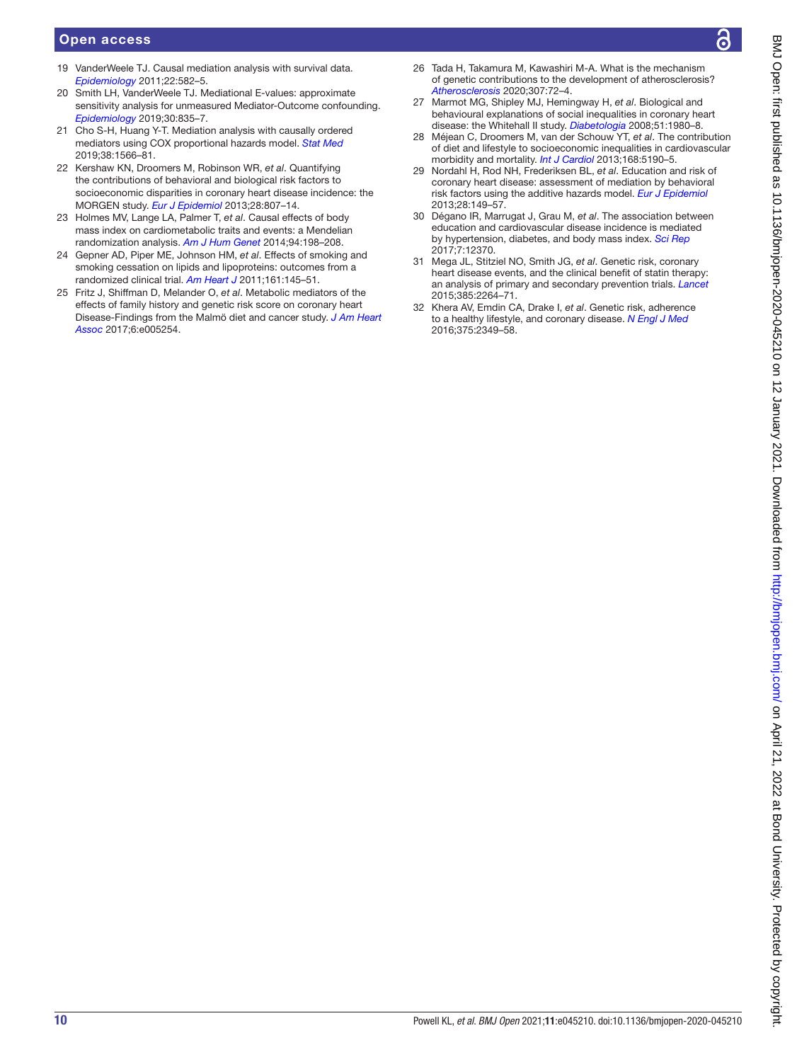19 VanderWeele TJ. Causal mediation analysis with survival data. *Epidemiology* 2011;22:582–5.

20 Smith LH, VanderWeele TJ. Mediational E-values: approximate sensitivity analysis for unmeasured Mediator-Outcome confounding. *Epidemiology* 2019;30:835–7.

21 Cho S-H, Huang Y-T. Mediation analysis with causally ordered mediators using COX proportional hazards model. *Stat Med* 2019;38:1566–81.

22 Kershaw KN, Droomers M, Robinson WR, *et al*. Quantifying the contributions of behavioral and biological risk factors to socioeconomic disparities in coronary heart disease incidence: the MORGEN study. *Eur J Epidemiol* 2013;28:807–14.

23 Holmes MV, Lange LA, Palmer T, *et al*. Causal effects of body mass index on cardiometabolic traits and events: a Mendelian randomization analysis. *Am J Hum Genet* 2014;94:198–208.

24 Gepner AD, Piper ME, Johnson HM, *et al*. Effects of smoking and smoking cessation on lipids and lipoproteins: outcomes from a randomized clinical trial. *Am Heart J* 2011;161:145–51.

25 Fritz J, Shiffman D, Melander O, *et al*. Metabolic mediators of the effects of family history and genetic risk score on coronary heart Disease-Findings from the Malmö diet and cancer study. *J Am Heart Assoc* 2017;6:e005254.

26 Tada H, Takamura M, Kawashiri M-A. What is the mechanism of genetic contributions to the development of atherosclerosis? *Atherosclerosis* 2020;307:72–4.

27 Marmot MG, Shipley MJ, Hemingway H, *et al*. Biological and behavioural explanations of social inequalities in coronary heart disease: the Whitehall II study. *Diabetologia* 2008;51:1980–8.

28 Méjean C, Droomers M, van der Schouw YT, *et al*. The contribution of diet and lifestyle to socioeconomic inequalities in cardiovascular morbidity and mortality. *Int J Cardiol* 2013;168:5190–5.

29 Nordahl H, Rod NH, Frederiksen BL, *et al*. Education and risk of coronary heart disease: assessment of mediation by behavioral risk factors using the additive hazards model. *Eur J Epidemiol* 2013;28:149–57.

30 Dégano IR, Marrugat J, Grau M, *et al*. The association between education and cardiovascular disease incidence is mediated by hypertension, diabetes, and body mass index. *Sci Rep* 2017;7:12370.

31 Mega JL, Stitziel NO, Smith JG, *et al*. Genetic risk, coronary heart disease events, and the clinical benefit of statin therapy: an analysis of primary and secondary prevention trials. *Lancet* 2015;385:2264–71.

32 Khera AV, Emdin CA, Drake I, *et al*. Genetic risk, adherence to a healthy lifestyle, and coronary disease. *N Engl J Med* 2016;375:2349–58.